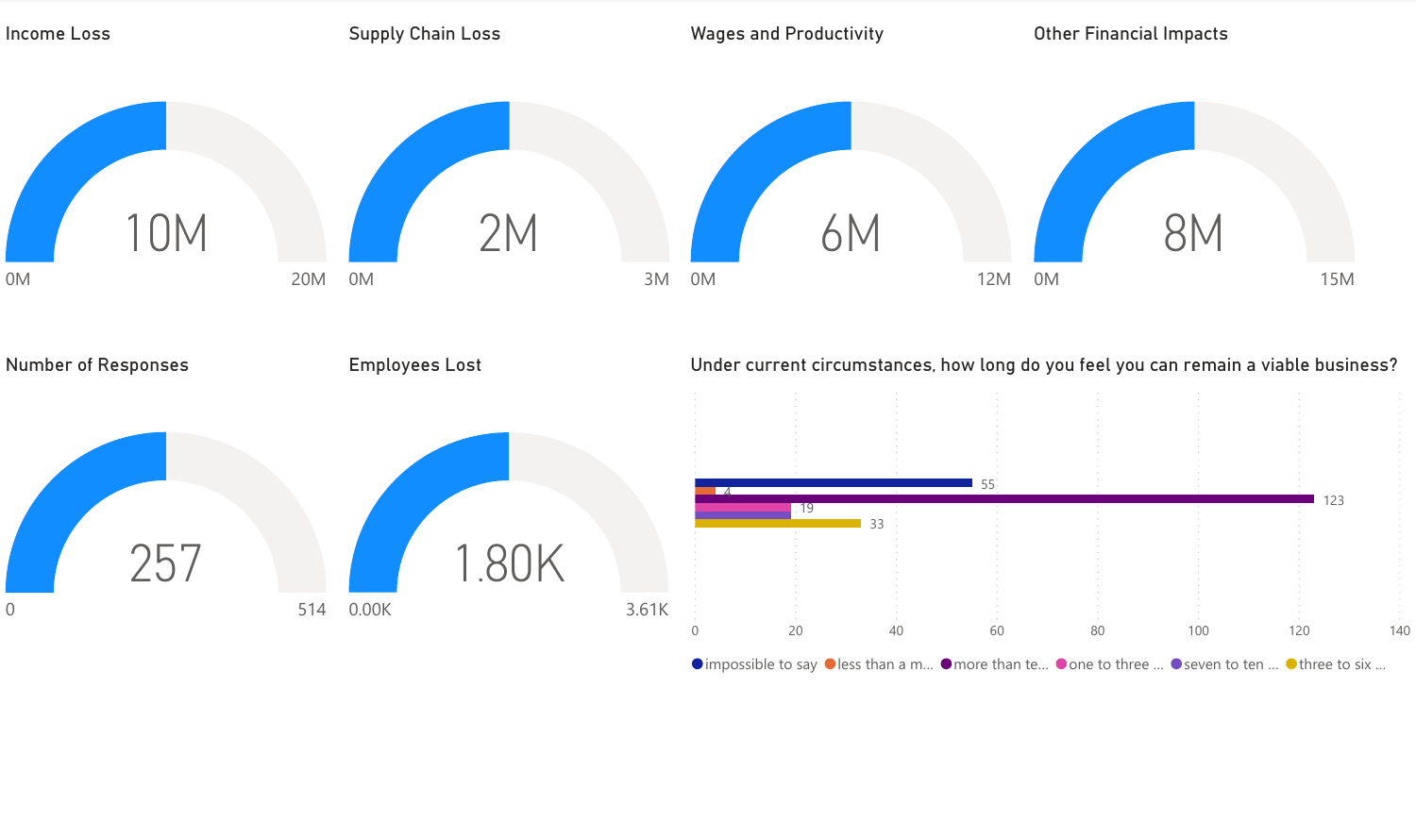Income Loss

10M

0M

20M

Supply Chain Loss

2M

0M

3M

Wages and Productivity

6M

0M

12M

Other Financial Impacts

8M

0M

15M

Number of Responses

257

0

514

Employees Lost

1.80K

0.00K

3.61K

Under current circumstances, how long do you feel you can remain a viable business?

55

4

123

19

33

0

20

40

60

80

100

120

140

impossible to say

less than a m...

more than te...

one to three ...

seven to ten ...

three to six ...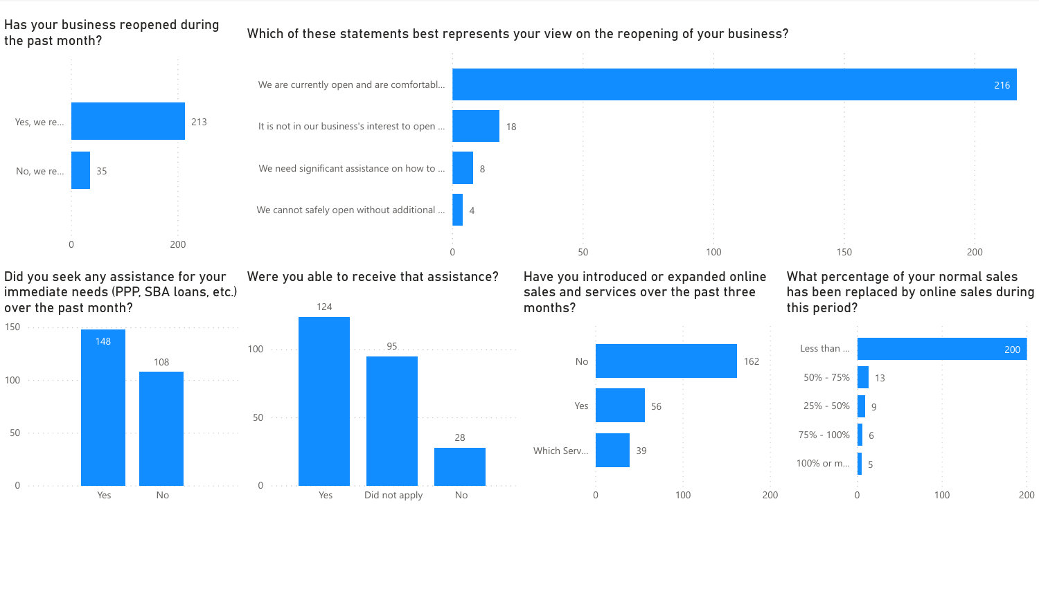## Has your business reopened during the past month?

Yes, we re...
213

No, we re...
35

0
200

## Which of these statements best represents your view on the reopening of your business?

We are currently open and are comfortabl...
216

It is not in our business's interest to open ...
18

We need significant assistance on how to ...
8

We cannot safely open without additional ...
4

0
50
100
150
200

## Did you seek any assistance for your immediate needs (PPP, SBA loans, etc.) over the past month?

150
100
50
0

148
Yes

108
No

## Were you able to receive that assistance?

100
50
0

124
Yes

95
Did not apply

28
No

## Have you introduced or expanded online sales and services over the past three months?

No
162

Yes
56

Which Serv...
39

0
100
200

## What percentage of your normal sales has been replaced by online sales during this period?

Less than ...
200

50% - 75%
13

25% - 50%
9

75% - 100%
6

100% or m...
5

0
100
200